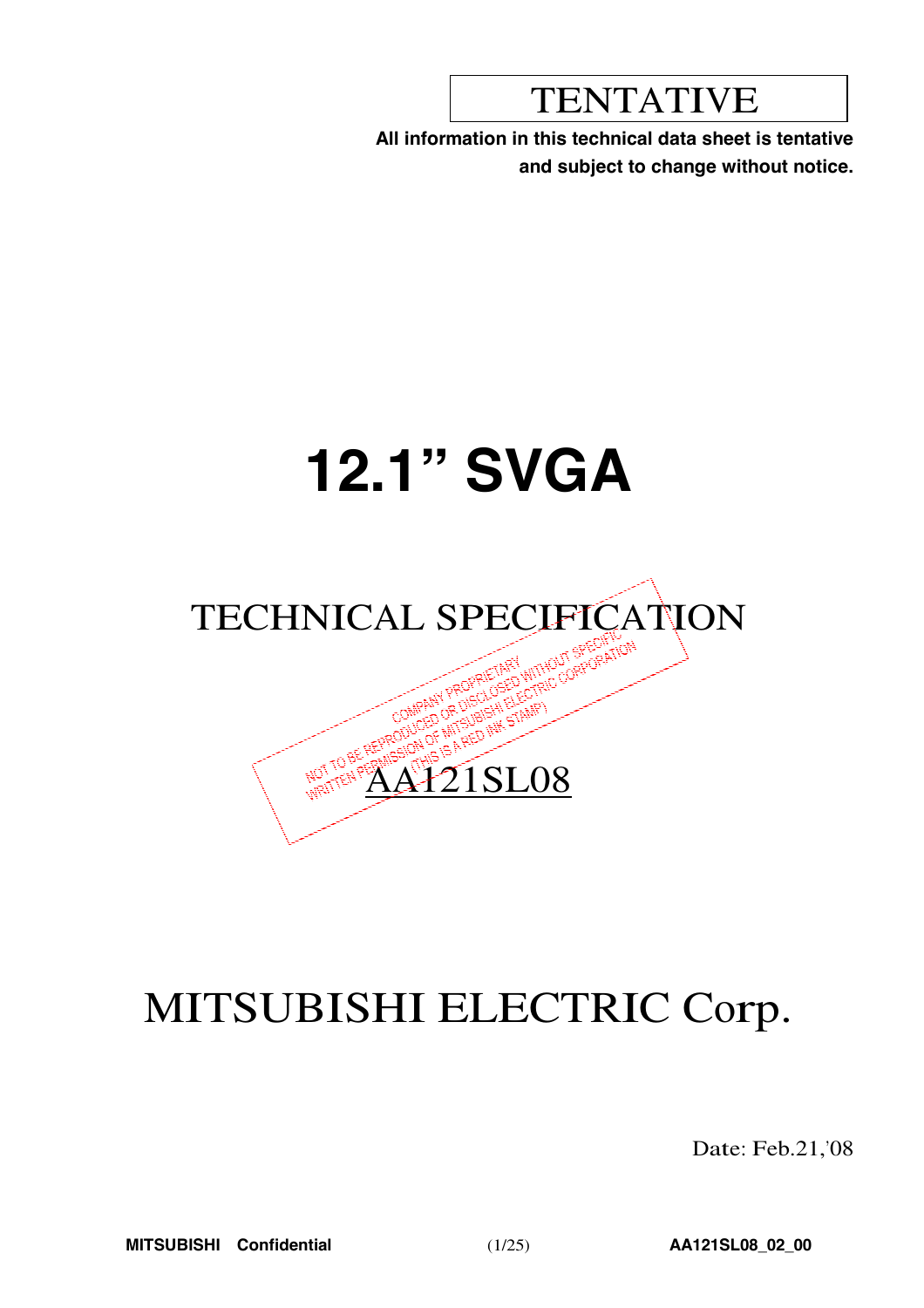TENTATIVE

**All information in this technical data sheet is tentative and subject to change without notice.**

# 12.1” SVGA

## TECHNICAL SPECIFICATION

COMPANY PROPRIETARY
NOT TO BE REPRODUCED OR DISCLOSED WITHOUT SPECIFIC WRITTEN PERMISSION OF MITSUBISHI ELECTRIC CORPORATION
(THIS IS A RED INK STAMP)

## AA121SL08

# MITSUBISHI ELECTRIC Corp.

Date: Feb.21,'08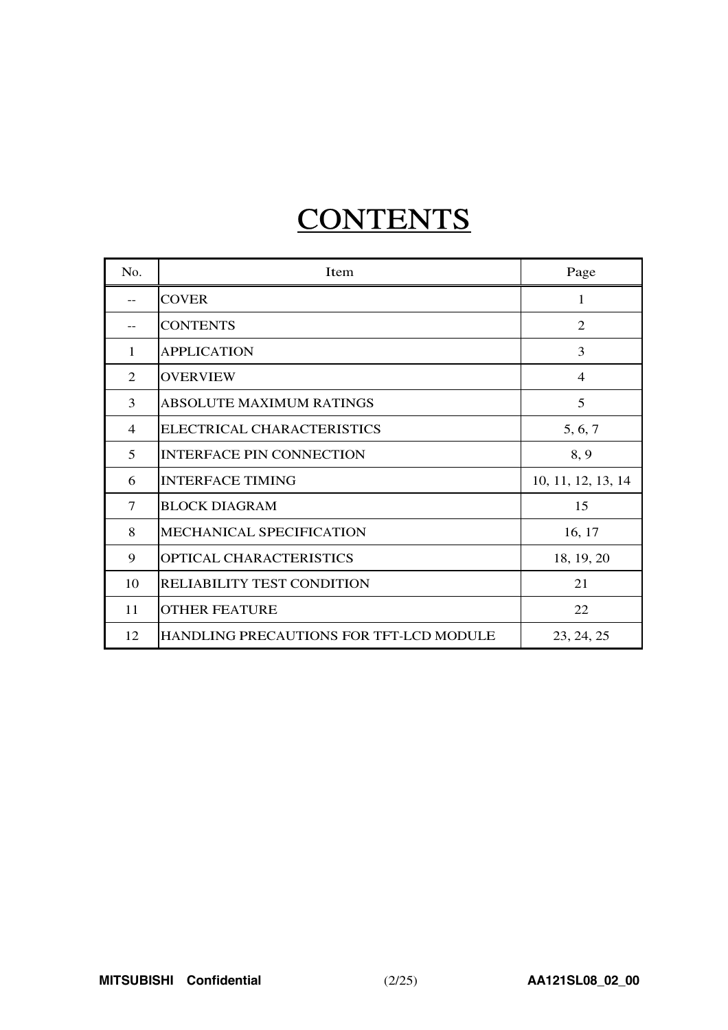# CONTENTS

| No. | Item | Page |
|---|---|---|
| -- | COVER | 1 |
| -- | CONTENTS | 2 |
| 1 | APPLICATION | 3 |
| 2 | OVERVIEW | 4 |
| 3 | ABSOLUTE MAXIMUM RATINGS | 5 |
| 4 | ELECTRICAL CHARACTERISTICS | 5, 6, 7 |
| 5 | INTERFACE PIN CONNECTION | 8, 9 |
| 6 | INTERFACE TIMING | 10, 11, 12, 13, 14 |
| 7 | BLOCK DIAGRAM | 15 |
| 8 | MECHANICAL SPECIFICATION | 16, 17 |
| 9 | OPTICAL CHARACTERISTICS | 18, 19, 20 |
| 10 | RELIABILITY TEST CONDITION | 21 |
| 11 | OTHER FEATURE | 22 |
| 12 | HANDLING PRECAUTIONS FOR TFT-LCD MODULE | 23, 24, 25 |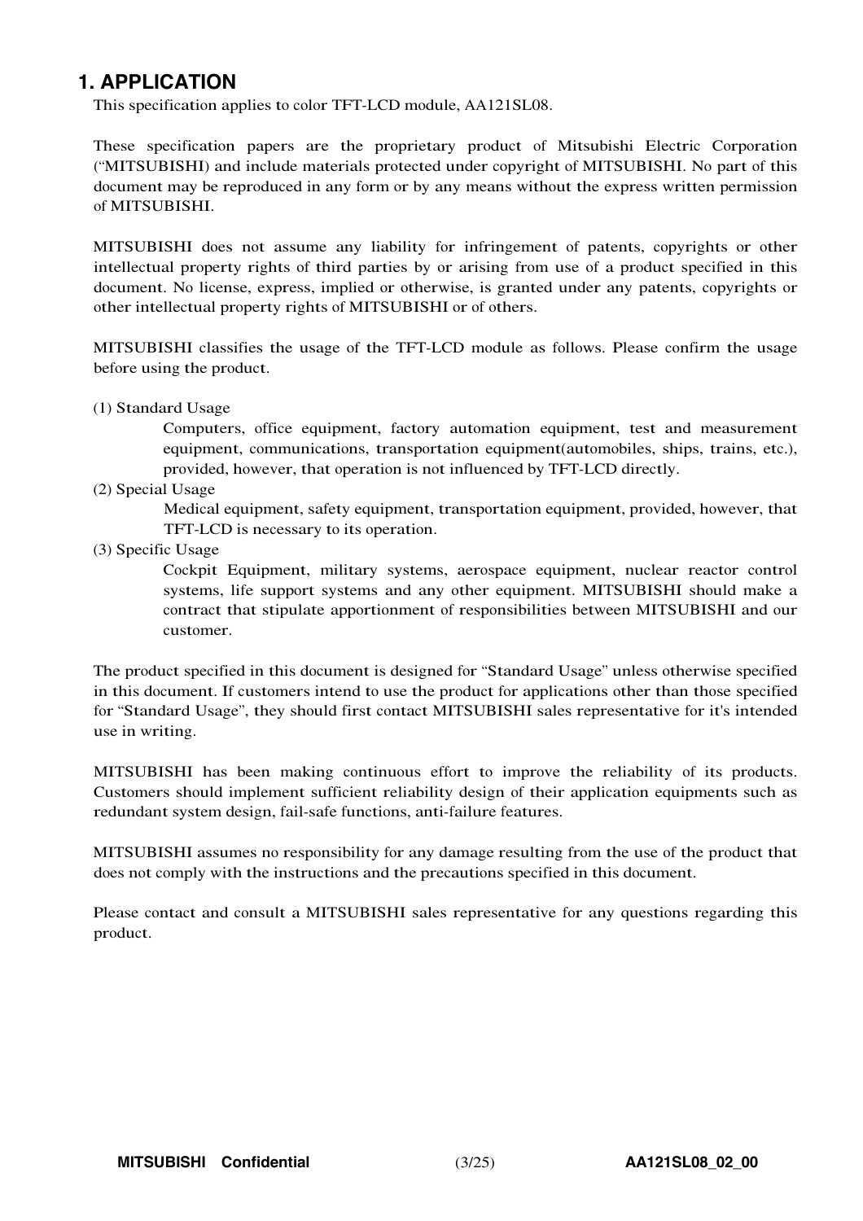# 1. APPLICATION

This specification applies to color TFT-LCD module, AA121SL08.

These specification papers are the proprietary product of Mitsubishi Electric Corporation ("MITSUBISHI) and include materials protected under copyright of MITSUBISHI. No part of this document may be reproduced in any form or by any means without the express written permission of MITSUBISHI.

MITSUBISHI does not assume any liability for infringement of patents, copyrights or other intellectual property rights of third parties by or arising from use of a product specified in this document. No license, express, implied or otherwise, is granted under any patents, copyrights or other intellectual property rights of MITSUBISHI or of others.

MITSUBISHI classifies the usage of the TFT-LCD module as follows. Please confirm the usage before using the product.

(1) Standard Usage

Computers, office equipment, factory automation equipment, test and measurement equipment, communications, transportation equipment(automobiles, ships, trains, etc.), provided, however, that operation is not influenced by TFT-LCD directly.

(2) Special Usage

Medical equipment, safety equipment, transportation equipment, provided, however, that TFT-LCD is necessary to its operation.

(3) Specific Usage

Cockpit Equipment, military systems, aerospace equipment, nuclear reactor control systems, life support systems and any other equipment. MITSUBISHI should make a contract that stipulate apportionment of responsibilities between MITSUBISHI and our customer.

The product specified in this document is designed for "Standard Usage" unless otherwise specified in this document. If customers intend to use the product for applications other than those specified for "Standard Usage", they should first contact MITSUBISHI sales representative for it's intended use in writing.

MITSUBISHI has been making continuous effort to improve the reliability of its products. Customers should implement sufficient reliability design of their application equipments such as redundant system design, fail-safe functions, anti-failure features.

MITSUBISHI assumes no responsibility for any damage resulting from the use of the product that does not comply with the instructions and the precautions specified in this document.

Please contact and consult a MITSUBISHI sales representative for any questions regarding this product.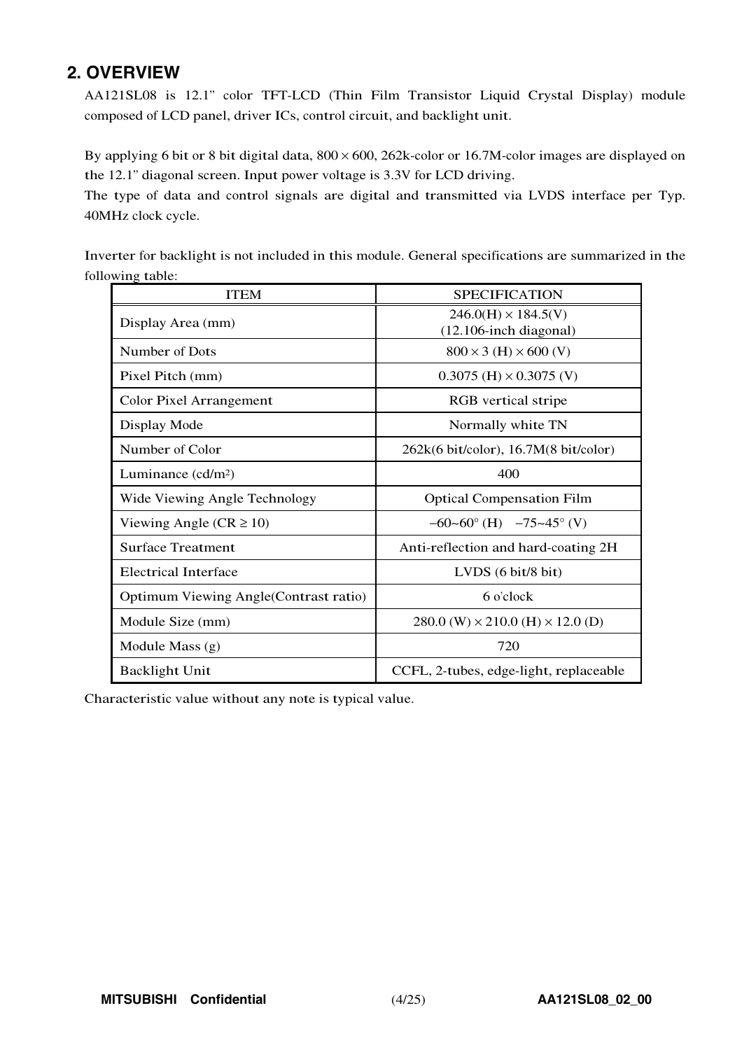## 2. OVERVIEW

AA121SL08 is 12.1” color TFT-LCD (Thin Film Transistor Liquid Crystal Display) module composed of LCD panel, driver ICs, control circuit, and backlight unit.

By applying 6 bit or 8 bit digital data, 800 × 600, 262k-color or 16.7M-color images are displayed on the 12.1” diagonal screen. Input power voltage is 3.3V for LCD driving.
The type of data and control signals are digital and transmitted via LVDS interface per Typ. 40MHz clock cycle.

Inverter for backlight is not included in this module. General specifications are summarized in the following table:

| ITEM | SPECIFICATION |
|---|---|
| Display Area (mm) | 246.0(H) × 184.5(V)<br>(12.106-inch diagonal) |
| Number of Dots | 800 × 3 (H) × 600 (V) |
| Pixel Pitch (mm) | 0.3075 (H) × 0.3075 (V) |
| Color Pixel Arrangement | RGB vertical stripe |
| Display Mode | Normally white TN |
| Number of Color | 262k(6 bit/color), 16.7M(8 bit/color) |
| Luminance (cd/m²) | 400 |
| Wide Viewing Angle Technology | Optical Compensation Film |
| Viewing Angle (CR ≥ 10) | −60~60° (H) −75~45° (V) |
| Surface Treatment | Anti-reflection and hard-coating 2H |
| Electrical Interface | LVDS (6 bit/8 bit) |
| Optimum Viewing Angle(Contrast ratio) | 6 o'clock |
| Module Size (mm) | 280.0 (W) × 210.0 (H) × 12.0 (D) |
| Module Mass (g) | 720 |
| Backlight Unit | CCFL, 2-tubes, edge-light, replaceable |

Characteristic value without any note is typical value.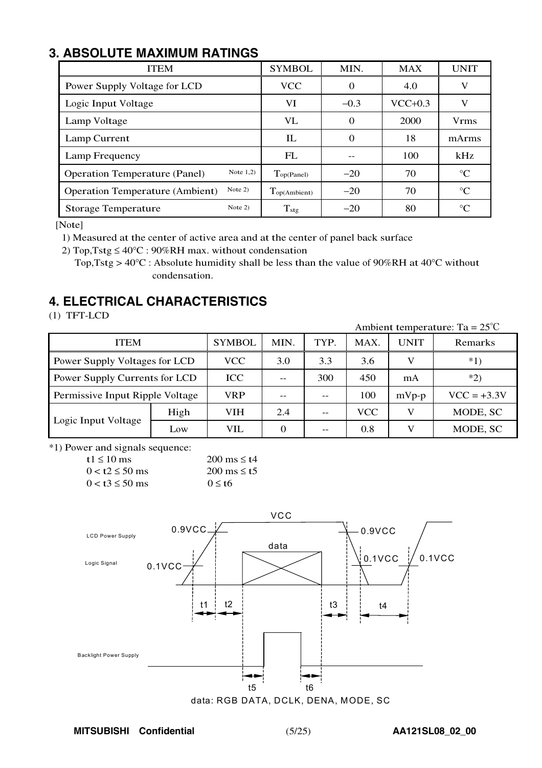## 3. ABSOLUTE MAXIMUM RATINGS

| ITEM | SYMBOL | MIN. | MAX | UNIT |
|---|---|---|---|---|
| Power Supply Voltage for LCD | VCC | 0 | 4.0 | V |
| Logic Input Voltage | VI | –0.3 | VCC+0.3 | V |
| Lamp Voltage | VL | 0 | 2000 | Vrms |
| Lamp Current | IL | 0 | 18 | mArms |
| Lamp Frequency | FL | -- | 100 | kHz |
| Operation Temperature (Panel) Note 1,2) | $T_{op(Panel)}$ | –20 | 70 | °C |
| Operation Temperature (Ambient) Note 2) | $T_{op(Ambient)}$ | –20 | 70 | °C |
| Storage Temperature Note 2) | $T_{stg}$ | –20 | 80 | °C |

[Note]

1) Measured at the center of active area and at the center of panel back surface

2) Top,Tstg ≤ 40°C : 90%RH max. without condensation
   Top,Tstg > 40°C : Absolute humidity shall be less than the value of 90%RH at 40°C without condensation.

## 4. ELECTRICAL CHARACTERISTICS

(1) TFT-LCD

Ambient temperature: Ta = 25°C

| ITEM | | SYMBOL | MIN. | TYP. | MAX. | UNIT | Remarks |
|---|---|---|---|---|---|---|---|
| Power Supply Voltages for LCD | | VCC | 3.0 | 3.3 | 3.6 | V | *1) |
| Power Supply Currents for LCD | | ICC | -- | 300 | 450 | mA | *2) |
| Permissive Input Ripple Voltage | | VRP | -- | -- | 100 | mVp-p | VCC = +3.3V |
| Logic Input Voltage | High | VIH | 2.4 | -- | VCC | V | MODE, SC |
| | Low | VIL | 0 | -- | 0.8 | V | MODE, SC |

*1) Power and signals sequence:

| | |
|---|---|
| t1 ≤ 10 ms | 200 ms ≤ t4 |
| 0 < t2 ≤ 50 ms | 200 ms ≤ t5 |
| 0 < t3 ≤ 50 ms | 0 ≤ t6 |

LCD Power Supply — VCC, 0.9VCC, 0.1VCC
Logic Signal — data
Backlight Power Supply
t1, t2, t3, t4, t5, t6

data: RGB DATA, DCLK, DENA, MODE, SC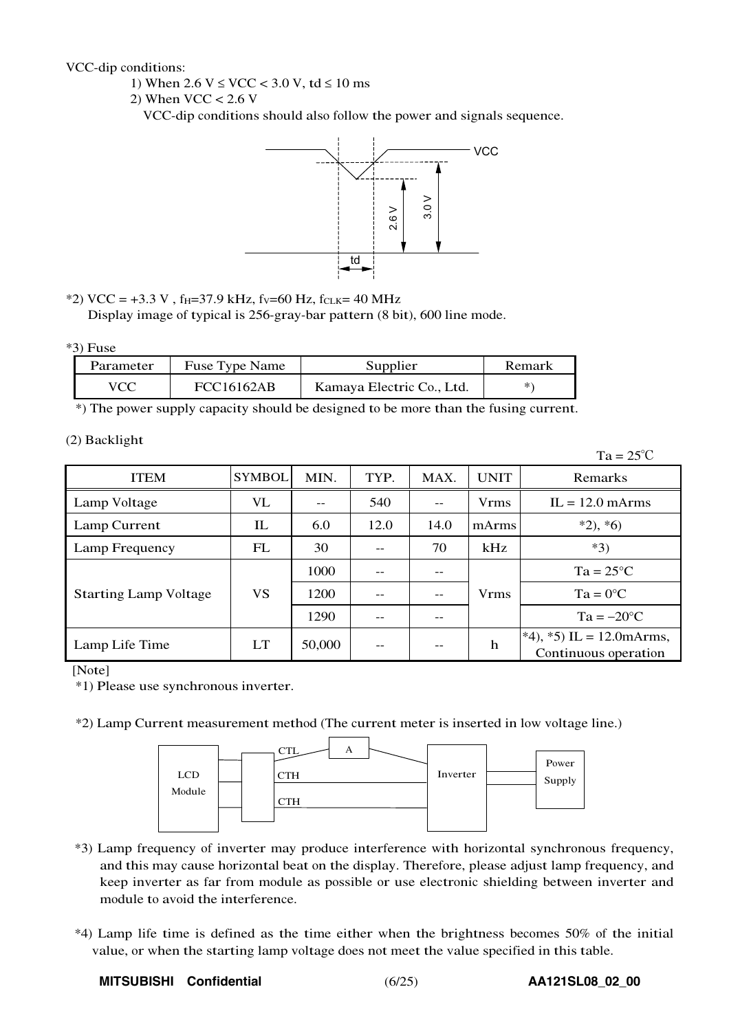VCC-dip conditions:

1) When 2.6 V ≤ VCC < 3.0 V, td ≤ 10 ms
2) When VCC < 2.6 V
   VCC-dip conditions should also follow the power and signals sequence.

*2) VCC = +3.3 V , $f_H$=37.9 kHz, $f_V$=60 Hz, $f_{CLK}$= 40 MHz
Display image of typical is 256-gray-bar pattern (8 bit), 600 line mode.

*3) Fuse

| Parameter | Fuse Type Name | Supplier | Remark |
|---|---|---|---|
| VCC | FCC16162AB | Kamaya Electric Co., Ltd. | *) |

*) The power supply capacity should be designed to be more than the fusing current.

(2) Backlight

Ta = 25°C

| ITEM | SYMBOL | MIN. | TYP. | MAX. | UNIT | Remarks |
|---|---|---|---|---|---|---|
| Lamp Voltage | VL | -- | 540 | -- | Vrms | IL = 12.0 mArms |
| Lamp Current | IL | 6.0 | 12.0 | 14.0 | mArms | *2), *6) |
| Lamp Frequency | FL | 30 | -- | 70 | kHz | *3) |
| Starting Lamp Voltage | VS | 1000 | -- | -- | Vrms | Ta = 25°C |
| | | 1200 | -- | -- | | Ta = 0°C |
| | | 1290 | -- | -- | | Ta = −20°C |
| Lamp Life Time | LT | 50,000 | -- | -- | h | *4), *5) IL = 12.0mArms, Continuous operation |

[Note]

*1) Please use synchronous inverter.

*2) Lamp Current measurement method (The current meter is inserted in low voltage line.)

*3) Lamp frequency of inverter may produce interference with horizontal synchronous frequency, and this may cause horizontal beat on the display. Therefore, please adjust lamp frequency, and keep inverter as far from module as possible or use electronic shielding between inverter and module to avoid the interference.

*4) Lamp life time is defined as the time either when the brightness becomes 50% of the initial value, or when the starting lamp voltage does not meet the value specified in this table.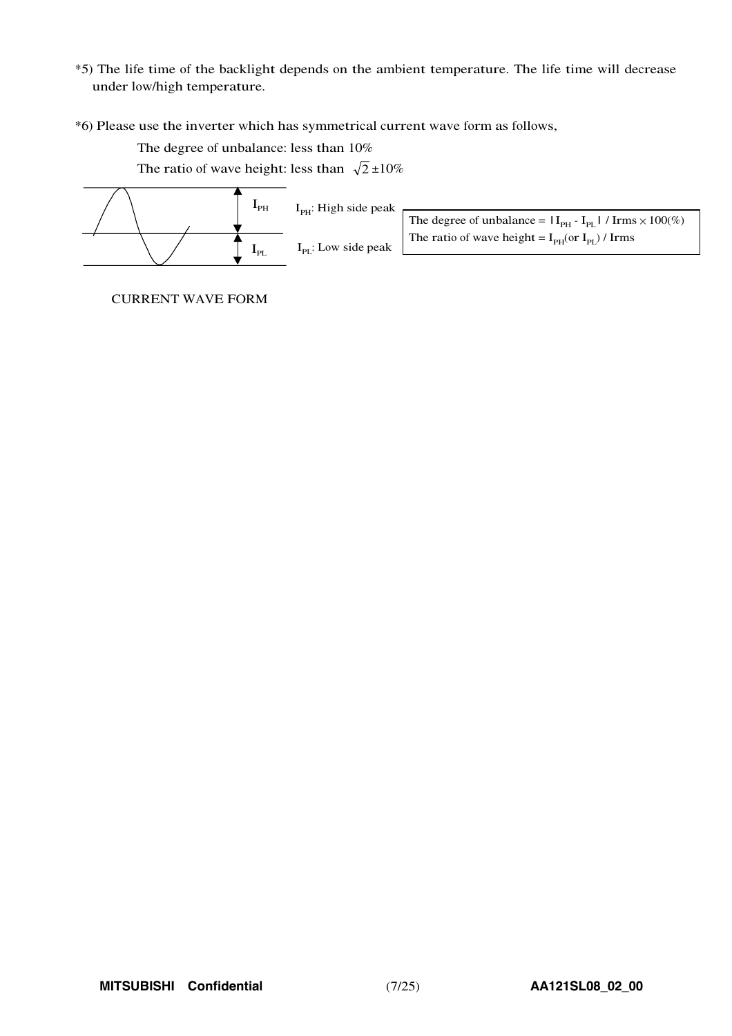*5) The life time of the backlight depends on the ambient temperature. The life time will decrease under low/high temperature.

*6) Please use the inverter which has symmetrical current wave form as follows,

The degree of unbalance: less than 10%

The ratio of wave height: less than $\sqrt{2}\pm10\%$

$I_{PH}$

$I_{PL}$

$I_{PH}$: High side peak

$I_{PL}$: Low side peak

The degree of unbalance = $|I_{PH} - I_{PL}|$ / Irms × 100(%)

The ratio of wave height = $I_{PH}$(or $I_{PL}$) / Irms

CURRENT WAVE FORM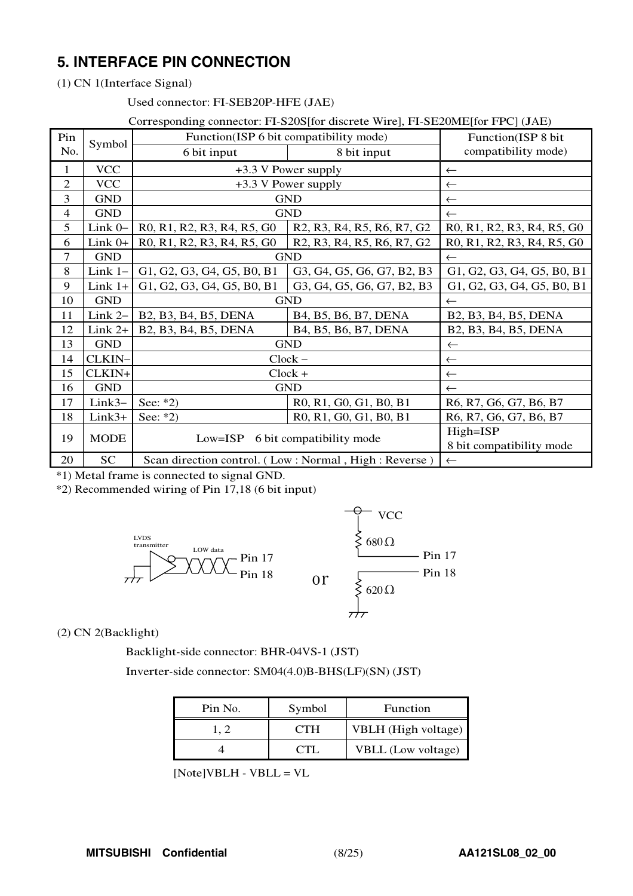## 5. INTERFACE PIN CONNECTION

(1) CN 1(Interface Signal)

Used connector: FI-SEB20P-HFE (JAE)

Corresponding connector: FI-S20S[for discrete Wire], FI-SE20ME[for FPC] (JAE)

| Pin No. | Symbol | Function(ISP 6 bit compatibility mode) | | Function(ISP 8 bit compatibility mode) |
|---|---|---|---|---|
| | | 6 bit input | 8 bit input | |
| 1 | VCC | +3.3 V Power supply | | ← |
| 2 | VCC | +3.3 V Power supply | | ← |
| 3 | GND | GND | | ← |
| 4 | GND | GND | | ← |
| 5 | Link 0– | R0, R1, R2, R3, R4, R5, G0 | R2, R3, R4, R5, R6, R7, G2 | R0, R1, R2, R3, R4, R5, G0 |
| 6 | Link 0+ | R0, R1, R2, R3, R4, R5, G0 | R2, R3, R4, R5, R6, R7, G2 | R0, R1, R2, R3, R4, R5, G0 |
| 7 | GND | GND | | ← |
| 8 | Link 1– | G1, G2, G3, G4, G5, B0, B1 | G3, G4, G5, G6, G7, B2, B3 | G1, G2, G3, G4, G5, B0, B1 |
| 9 | Link 1+ | G1, G2, G3, G4, G5, B0, B1 | G3, G4, G5, G6, G7, B2, B3 | G1, G2, G3, G4, G5, B0, B1 |
| 10 | GND | GND | | ← |
| 11 | Link 2– | B2, B3, B4, B5, DENA | B4, B5, B6, B7, DENA | B2, B3, B4, B5, DENA |
| 12 | Link 2+ | B2, B3, B4, B5, DENA | B4, B5, B6, B7, DENA | B2, B3, B4, B5, DENA |
| 13 | GND | GND | | ← |
| 14 | CLKIN– | Clock – | | ← |
| 15 | CLKIN+ | Clock + | | ← |
| 16 | GND | GND | | ← |
| 17 | Link3– | See: *2) | R0, R1, G0, G1, B0, B1 | R6, R7, G6, G7, B6, B7 |
| 18 | Link3+ | See: *2) | R0, R1, G0, G1, B0, B1 | R6, R7, G6, G7, B6, B7 |
| 19 | MODE | Low=ISP 6 bit compatibility mode | | High=ISP 8 bit compatibility mode |
| 20 | SC | Scan direction control. ( Low : Normal , High : Reverse ) | | ← |

*1) Metal frame is connected to signal GND.

*2) Recommended wiring of Pin 17,18 (6 bit input)

LVDS transmitter — LOW data — Pin 17 / Pin 18 &nbsp;&nbsp; or &nbsp;&nbsp; VCC — 680 Ω — Pin 17; Pin 18 — 620 Ω — GND

(2) CN 2(Backlight)

Backlight-side connector: BHR-04VS-1 (JST)

Inverter-side connector: SM04(4.0)B-BHS(LF)(SN) (JST)

| Pin No. | Symbol | Function |
|---|---|---|
| 1, 2 | CTH | VBLH (High voltage) |
| 4 | CTL | VBLL (Low voltage) |

[Note]VBLH - VBLL = VL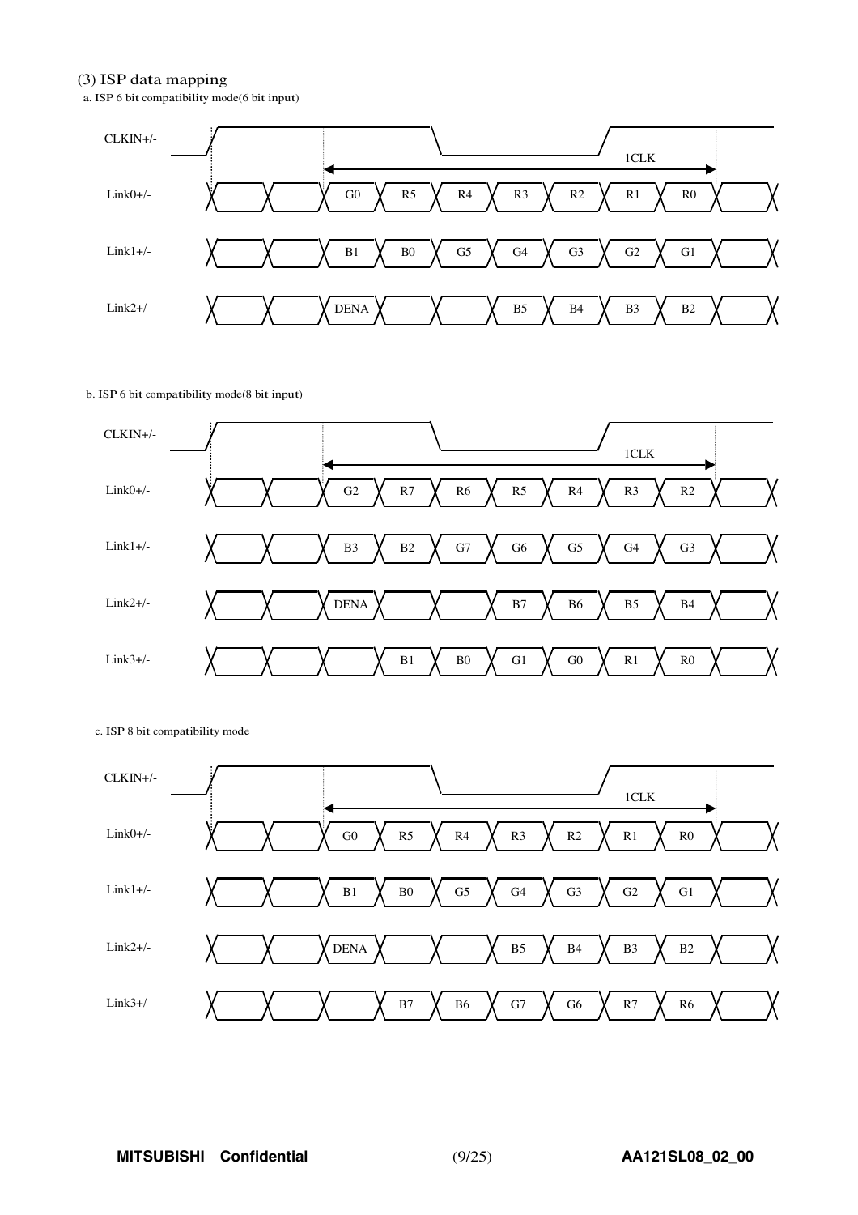### (3) ISP data mapping

a. ISP 6 bit compatibility mode(6 bit input)

| Signal | | | | | | | | | |
|---|---|---|---|---|---|---|---|---|---|
| CLKIN+/- | | | 1CLK | | | | | | |
| Link0+/- | | | G0 | R5 | R4 | R3 | R2 | R1 | R0 |
| Link1+/- | | | B1 | B0 | G5 | G4 | G3 | G2 | G1 |
| Link2+/- | | | DENA | | | B5 | B4 | B3 | B2 |

b. ISP 6 bit compatibility mode(8 bit input)

| Signal | | | | | | | | | |
|---|---|---|---|---|---|---|---|---|---|
| CLKIN+/- | | | 1CLK | | | | | | |
| Link0+/- | | | G2 | R7 | R6 | R5 | R4 | R3 | R2 |
| Link1+/- | | | B3 | B2 | G7 | G6 | G5 | G4 | G3 |
| Link2+/- | | | DENA | | | B7 | B6 | B5 | B4 |
| Link3+/- | | | | B1 | B0 | G1 | G0 | R1 | R0 |

c. ISP 8 bit compatibility mode

| Signal | | | | | | | | | |
|---|---|---|---|---|---|---|---|---|---|
| CLKIN+/- | | | 1CLK | | | | | | |
| Link0+/- | | | G0 | R5 | R4 | R3 | R2 | R1 | R0 |
| Link1+/- | | | B1 | B0 | G5 | G4 | G3 | G2 | G1 |
| Link2+/- | | | DENA | | | B5 | B4 | B3 | B2 |
| Link3+/- | | | | B7 | B6 | G7 | G6 | R7 | R6 |

**MITSUBISHI Confidential** **AA121SL08_02_00**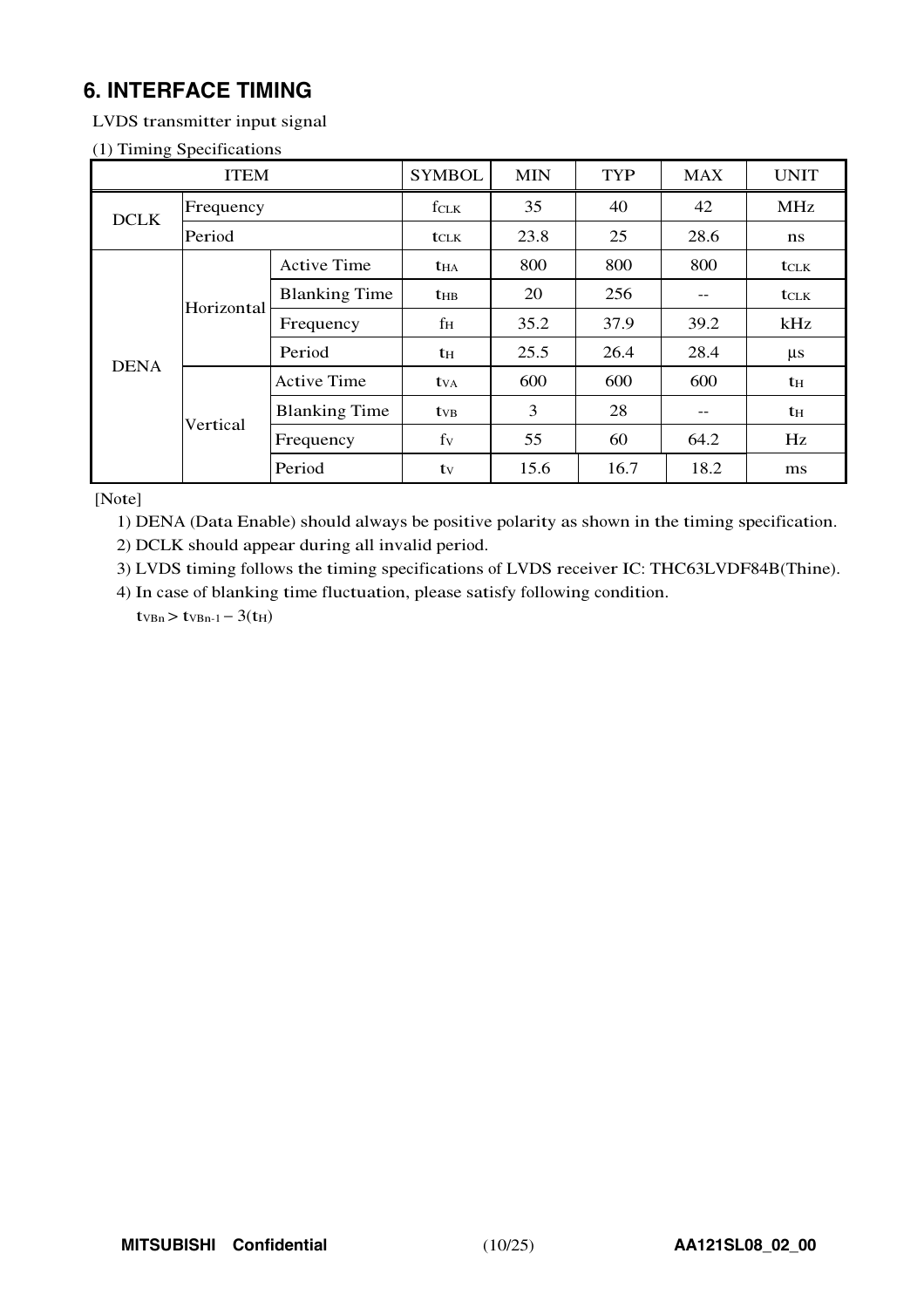## 6. INTERFACE TIMING

LVDS transmitter input signal

(1) Timing Specifications

| ITEM | | | SYMBOL | MIN | TYP | MAX | UNIT |
|---|---|---|---|---|---|---|---|
| DCLK | Frequency | | $f_{CLK}$ | 35 | 40 | 42 | MHz |
| | Period | | $t_{CLK}$ | 23.8 | 25 | 28.6 | ns |
| DENA | Horizontal | Active Time | $t_{HA}$ | 800 | 800 | 800 | $t_{CLK}$ |
| | | Blanking Time | $t_{HB}$ | 20 | 256 | -- | $t_{CLK}$ |
| | | Frequency | $f_H$ | 35.2 | 37.9 | 39.2 | kHz |
| | | Period | $t_H$ | 25.5 | 26.4 | 28.4 | μs |
| | Vertical | Active Time | $t_{VA}$ | 600 | 600 | 600 | $t_H$ |
| | | Blanking Time | $t_{VB}$ | 3 | 28 | -- | $t_H$ |
| | | Frequency | $f_V$ | 55 | 60 | 64.2 | Hz |
| | | Period | $t_V$ | 15.6 | 16.7 | 18.2 | ms |

[Note]

1) DENA (Data Enable) should always be positive polarity as shown in the timing specification.
2) DCLK should appear during all invalid period.
3) LVDS timing follows the timing specifications of LVDS receiver IC: THC63LVDF84B(Thine).
4) In case of blanking time fluctuation, please satisfy following condition.

$t_{VBn} > t_{VBn-1} - 3(t_H)$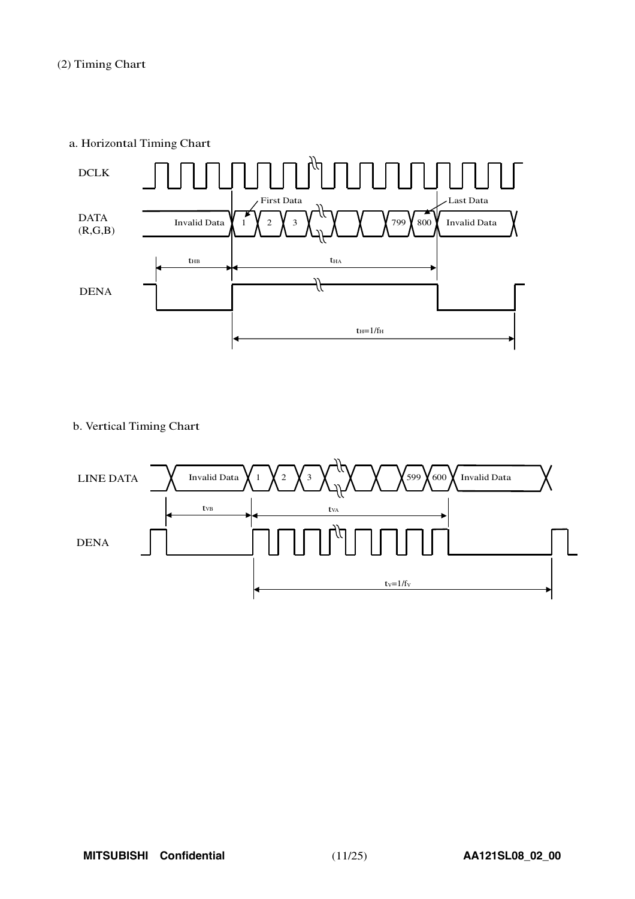(2) Timing Chart

a. Horizontal Timing Chart

DCLK

DATA (R,G,B)

Invalid Data | 1 | 2 | 3 | ... | 799 | 800 | Invalid Data

First Data / Last Data

$t_{HB}$ $t_{HA}$

DENA

$t_H=1/f_H$

b. Vertical Timing Chart

LINE DATA

Invalid Data | 1 | 2 | 3 | ... | 599 | 600 | Invalid Data

$t_{VB}$ $t_{VA}$

DENA

$t_V=1/f_V$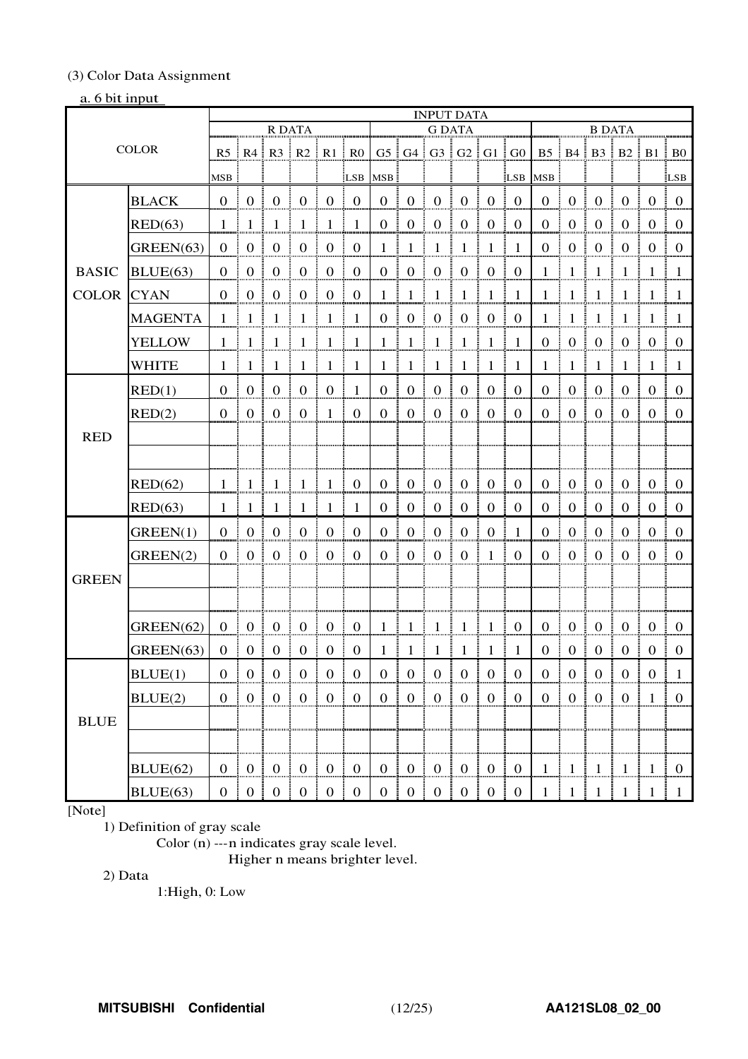(3) Color Data Assignment

a. 6 bit input

| COLOR | | INPUT DATA | | | | | | | | | | | | | | | | | |
|---|---|---|---|---|---|---|---|---|---|---|---|---|---|---|---|---|---|---|---|
| | | R DATA | | | | | | G DATA | | | | | | B DATA | | | | | |
| | | R5 | R4 | R3 | R2 | R1 | R0 | G5 | G4 | G3 | G2 | G1 | G0 | B5 | B4 | B3 | B2 | B1 | B0 |
| | | MSB | | | | | LSB | MSB | | | | | LSB | MSB | | | | | LSB |
| BASIC COLOR | BLACK | 0 | 0 | 0 | 0 | 0 | 0 | 0 | 0 | 0 | 0 | 0 | 0 | 0 | 0 | 0 | 0 | 0 | 0 |
| | RED(63) | 1 | 1 | 1 | 1 | 1 | 1 | 0 | 0 | 0 | 0 | 0 | 0 | 0 | 0 | 0 | 0 | 0 | 0 |
| | GREEN(63) | 0 | 0 | 0 | 0 | 0 | 0 | 1 | 1 | 1 | 1 | 1 | 1 | 0 | 0 | 0 | 0 | 0 | 0 |
| | BLUE(63) | 0 | 0 | 0 | 0 | 0 | 0 | 0 | 0 | 0 | 0 | 0 | 0 | 1 | 1 | 1 | 1 | 1 | 1 |
| | CYAN | 0 | 0 | 0 | 0 | 0 | 0 | 1 | 1 | 1 | 1 | 1 | 1 | 1 | 1 | 1 | 1 | 1 | 1 |
| | MAGENTA | 1 | 1 | 1 | 1 | 1 | 1 | 0 | 0 | 0 | 0 | 0 | 0 | 1 | 1 | 1 | 1 | 1 | 1 |
| | YELLOW | 1 | 1 | 1 | 1 | 1 | 1 | 1 | 1 | 1 | 1 | 1 | 1 | 0 | 0 | 0 | 0 | 0 | 0 |
| | WHITE | 1 | 1 | 1 | 1 | 1 | 1 | 1 | 1 | 1 | 1 | 1 | 1 | 1 | 1 | 1 | 1 | 1 | 1 |
| RED | RED(1) | 0 | 0 | 0 | 0 | 0 | 1 | 0 | 0 | 0 | 0 | 0 | 0 | 0 | 0 | 0 | 0 | 0 | 0 |
| | RED(2) | 0 | 0 | 0 | 0 | 1 | 0 | 0 | 0 | 0 | 0 | 0 | 0 | 0 | 0 | 0 | 0 | 0 | 0 |
| | | | | | | | | | | | | | | | | | | | |
| | | | | | | | | | | | | | | | | | | | |
| | RED(62) | 1 | 1 | 1 | 1 | 1 | 0 | 0 | 0 | 0 | 0 | 0 | 0 | 0 | 0 | 0 | 0 | 0 | 0 |
| | RED(63) | 1 | 1 | 1 | 1 | 1 | 1 | 0 | 0 | 0 | 0 | 0 | 0 | 0 | 0 | 0 | 0 | 0 | 0 |
| GREEN | GREEN(1) | 0 | 0 | 0 | 0 | 0 | 0 | 0 | 0 | 0 | 0 | 0 | 1 | 0 | 0 | 0 | 0 | 0 | 0 |
| | GREEN(2) | 0 | 0 | 0 | 0 | 0 | 0 | 0 | 0 | 0 | 0 | 1 | 0 | 0 | 0 | 0 | 0 | 0 | 0 |
| | | | | | | | | | | | | | | | | | | | |
| | | | | | | | | | | | | | | | | | | | |
| | GREEN(62) | 0 | 0 | 0 | 0 | 0 | 0 | 1 | 1 | 1 | 1 | 1 | 0 | 0 | 0 | 0 | 0 | 0 | 0 |
| | GREEN(63) | 0 | 0 | 0 | 0 | 0 | 0 | 1 | 1 | 1 | 1 | 1 | 1 | 0 | 0 | 0 | 0 | 0 | 0 |
| BLUE | BLUE(1) | 0 | 0 | 0 | 0 | 0 | 0 | 0 | 0 | 0 | 0 | 0 | 0 | 0 | 0 | 0 | 0 | 0 | 1 |
| | BLUE(2) | 0 | 0 | 0 | 0 | 0 | 0 | 0 | 0 | 0 | 0 | 0 | 0 | 0 | 0 | 0 | 0 | 1 | 0 |
| | | | | | | | | | | | | | | | | | | | |
| | | | | | | | | | | | | | | | | | | | |
| | BLUE(62) | 0 | 0 | 0 | 0 | 0 | 0 | 0 | 0 | 0 | 0 | 0 | 0 | 1 | 1 | 1 | 1 | 1 | 0 |
| | BLUE(63) | 0 | 0 | 0 | 0 | 0 | 0 | 0 | 0 | 0 | 0 | 0 | 0 | 1 | 1 | 1 | 1 | 1 | 1 |

[Note]

1) Definition of gray scale

Color (n) ---n indicates gray scale level.
Higher n means brighter level.

2) Data

1:High, 0: Low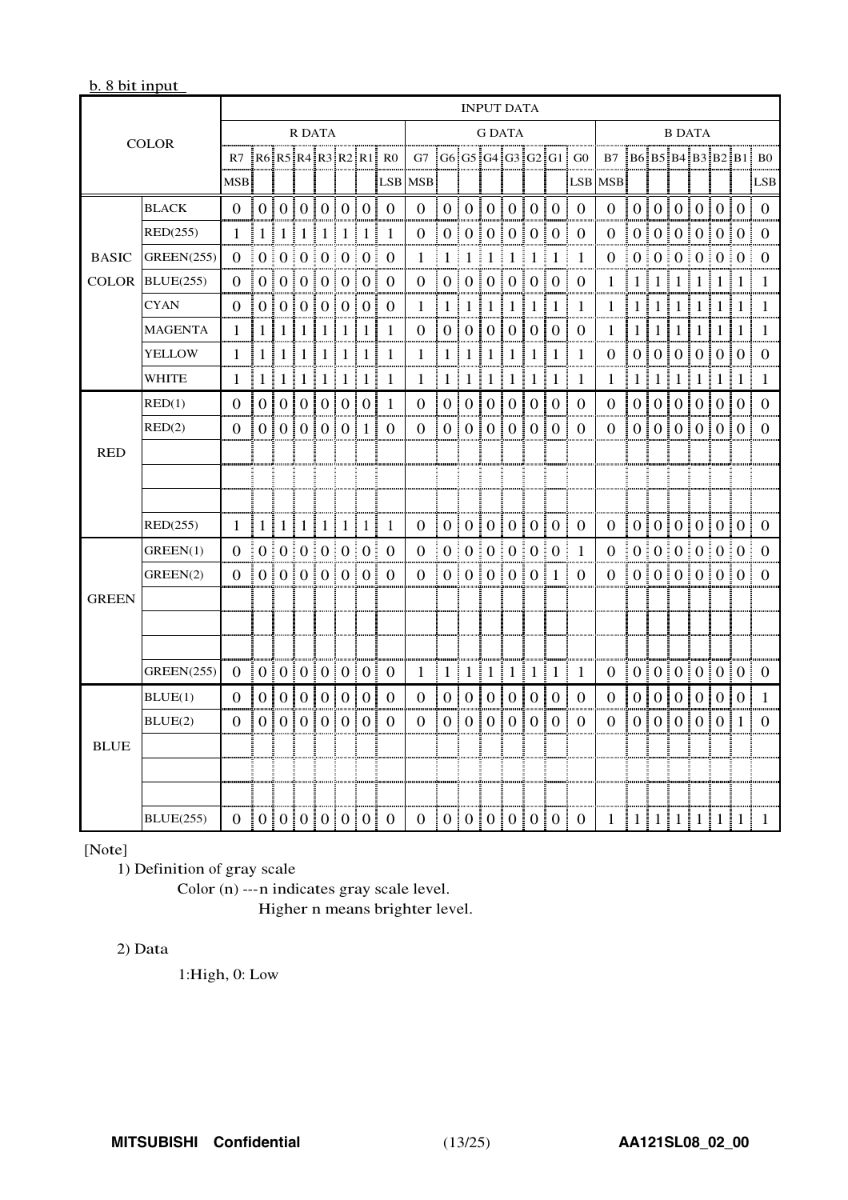b. 8 bit input

| COLOR | | R DATA | | | | | | | | G DATA | | | | | | | | B DATA | | | | | | | |
|---|---|---|---|---|---|---|---|---|---|---|---|---|---|---|---|---|---|---|---|---|---|---|---|---|---|
| | | R7 MSB | R6 | R5 | R4 | R3 | R2 | R1 | R0 LSB | G7 MSB | G6 | G5 | G4 | G3 | G2 | G1 | G0 LSB | B7 MSB | B6 | B5 | B4 | B3 | B2 | B1 | B0 LSB |
| BASIC COLOR | BLACK | 0 | 0 | 0 | 0 | 0 | 0 | 0 | 0 | 0 | 0 | 0 | 0 | 0 | 0 | 0 | 0 | 0 | 0 | 0 | 0 | 0 | 0 | 0 | 0 |
| | RED(255) | 1 | 1 | 1 | 1 | 1 | 1 | 1 | 1 | 0 | 0 | 0 | 0 | 0 | 0 | 0 | 0 | 0 | 0 | 0 | 0 | 0 | 0 | 0 | 0 |
| | GREEN(255) | 0 | 0 | 0 | 0 | 0 | 0 | 0 | 0 | 1 | 1 | 1 | 1 | 1 | 1 | 1 | 1 | 0 | 0 | 0 | 0 | 0 | 0 | 0 | 0 |
| | BLUE(255) | 0 | 0 | 0 | 0 | 0 | 0 | 0 | 0 | 0 | 0 | 0 | 0 | 0 | 0 | 0 | 0 | 1 | 1 | 1 | 1 | 1 | 1 | 1 | 1 |
| | CYAN | 0 | 0 | 0 | 0 | 0 | 0 | 0 | 0 | 1 | 1 | 1 | 1 | 1 | 1 | 1 | 1 | 1 | 1 | 1 | 1 | 1 | 1 | 1 | 1 |
| | MAGENTA | 1 | 1 | 1 | 1 | 1 | 1 | 1 | 1 | 0 | 0 | 0 | 0 | 0 | 0 | 0 | 0 | 1 | 1 | 1 | 1 | 1 | 1 | 1 | 1 |
| | YELLOW | 1 | 1 | 1 | 1 | 1 | 1 | 1 | 1 | 1 | 1 | 1 | 1 | 1 | 1 | 1 | 1 | 0 | 0 | 0 | 0 | 0 | 0 | 0 | 0 |
| | WHITE | 1 | 1 | 1 | 1 | 1 | 1 | 1 | 1 | 1 | 1 | 1 | 1 | 1 | 1 | 1 | 1 | 1 | 1 | 1 | 1 | 1 | 1 | 1 | 1 |
| RED | RED(1) | 0 | 0 | 0 | 0 | 0 | 0 | 0 | 1 | 0 | 0 | 0 | 0 | 0 | 0 | 0 | 0 | 0 | 0 | 0 | 0 | 0 | 0 | 0 | 0 |
| | RED(2) | 0 | 0 | 0 | 0 | 0 | 0 | 1 | 0 | 0 | 0 | 0 | 0 | 0 | 0 | 0 | 0 | 0 | 0 | 0 | 0 | 0 | 0 | 0 | 0 |
| | | | | | | | | | | | | | | | | | | | | | | | | | |
| | | | | | | | | | | | | | | | | | | | | | | | | | |
| | | | | | | | | | | | | | | | | | | | | | | | | | |
| | RED(255) | 1 | 1 | 1 | 1 | 1 | 1 | 1 | 1 | 0 | 0 | 0 | 0 | 0 | 0 | 0 | 0 | 0 | 0 | 0 | 0 | 0 | 0 | 0 | 0 |
| GREEN | GREEN(1) | 0 | 0 | 0 | 0 | 0 | 0 | 0 | 0 | 0 | 0 | 0 | 0 | 0 | 0 | 0 | 1 | 0 | 0 | 0 | 0 | 0 | 0 | 0 | 0 |
| | GREEN(2) | 0 | 0 | 0 | 0 | 0 | 0 | 0 | 0 | 0 | 0 | 0 | 0 | 0 | 0 | 1 | 0 | 0 | 0 | 0 | 0 | 0 | 0 | 0 | 0 |
| | | | | | | | | | | | | | | | | | | | | | | | | | |
| | | | | | | | | | | | | | | | | | | | | | | | | | |
| | | | | | | | | | | | | | | | | | | | | | | | | | |
| | GREEN(255) | 0 | 0 | 0 | 0 | 0 | 0 | 0 | 0 | 1 | 1 | 1 | 1 | 1 | 1 | 1 | 1 | 0 | 0 | 0 | 0 | 0 | 0 | 0 | 0 |
| BLUE | BLUE(1) | 0 | 0 | 0 | 0 | 0 | 0 | 0 | 0 | 0 | 0 | 0 | 0 | 0 | 0 | 0 | 0 | 0 | 0 | 0 | 0 | 0 | 0 | 0 | 1 |
| | BLUE(2) | 0 | 0 | 0 | 0 | 0 | 0 | 0 | 0 | 0 | 0 | 0 | 0 | 0 | 0 | 0 | 0 | 0 | 0 | 0 | 0 | 0 | 0 | 1 | 0 |
| | | | | | | | | | | | | | | | | | | | | | | | | | |
| | | | | | | | | | | | | | | | | | | | | | | | | | |
| | | | | | | | | | | | | | | | | | | | | | | | | | |
| | BLUE(255) | 0 | 0 | 0 | 0 | 0 | 0 | 0 | 0 | 0 | 0 | 0 | 0 | 0 | 0 | 0 | 0 | 1 | 1 | 1 | 1 | 1 | 1 | 1 | 1 |

[Note]

1) Definition of gray scale

Color (n) ---n indicates gray scale level.
Higher n means brighter level.

2) Data

1:High, 0: Low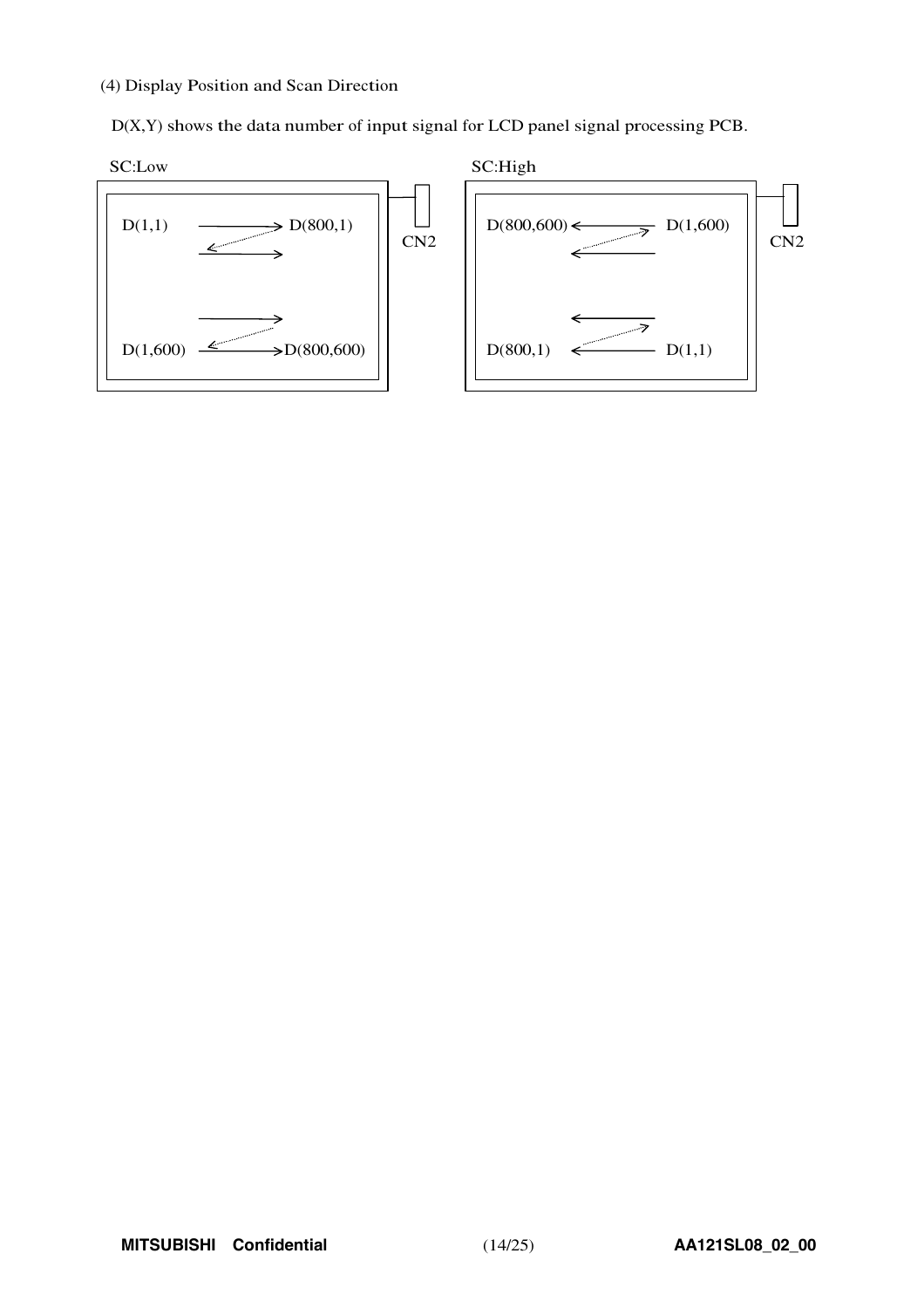(4) Display Position and Scan Direction

D(X,Y) shows the data number of input signal for LCD panel signal processing PCB.

SC:Low

D(1,1) → D(800,1)

D(1,600) → D(800,600)

CN2

SC:High

D(800,600) ← D(1,600)

D(800,1) ← D(1,1)

CN2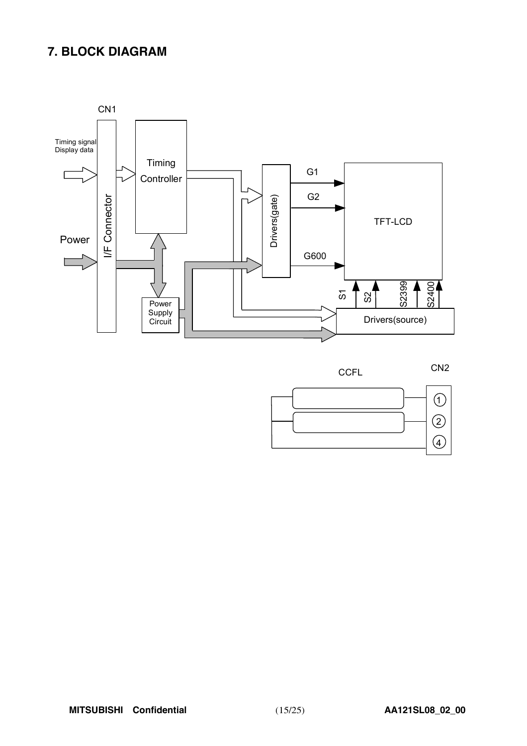## 7. BLOCK DIAGRAM

CN1

Timing signal
Display data

Power

I/F Connector

Timing Controller

Power Supply Circuit

Drivers(gate)

G1

G2

G600

TFT-LCD

S1 S2 S2399 S2400

Drivers(source)

CCFL

CN2

1
2
4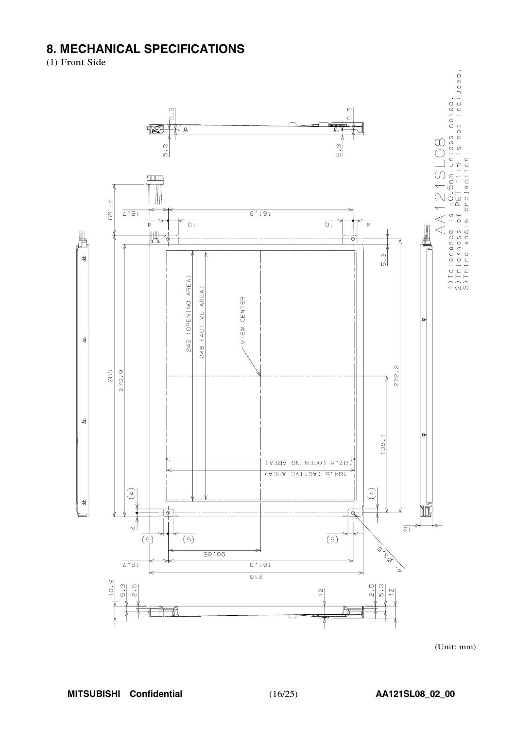# 8. MECHANICAL SPECIFICATIONS

(1) Front Side

AA121SL08

1) Tolerance is ±0.5mm unless noted.
2) Thickness of PET film is not included.
3) Third angle projection

(Unit: mm)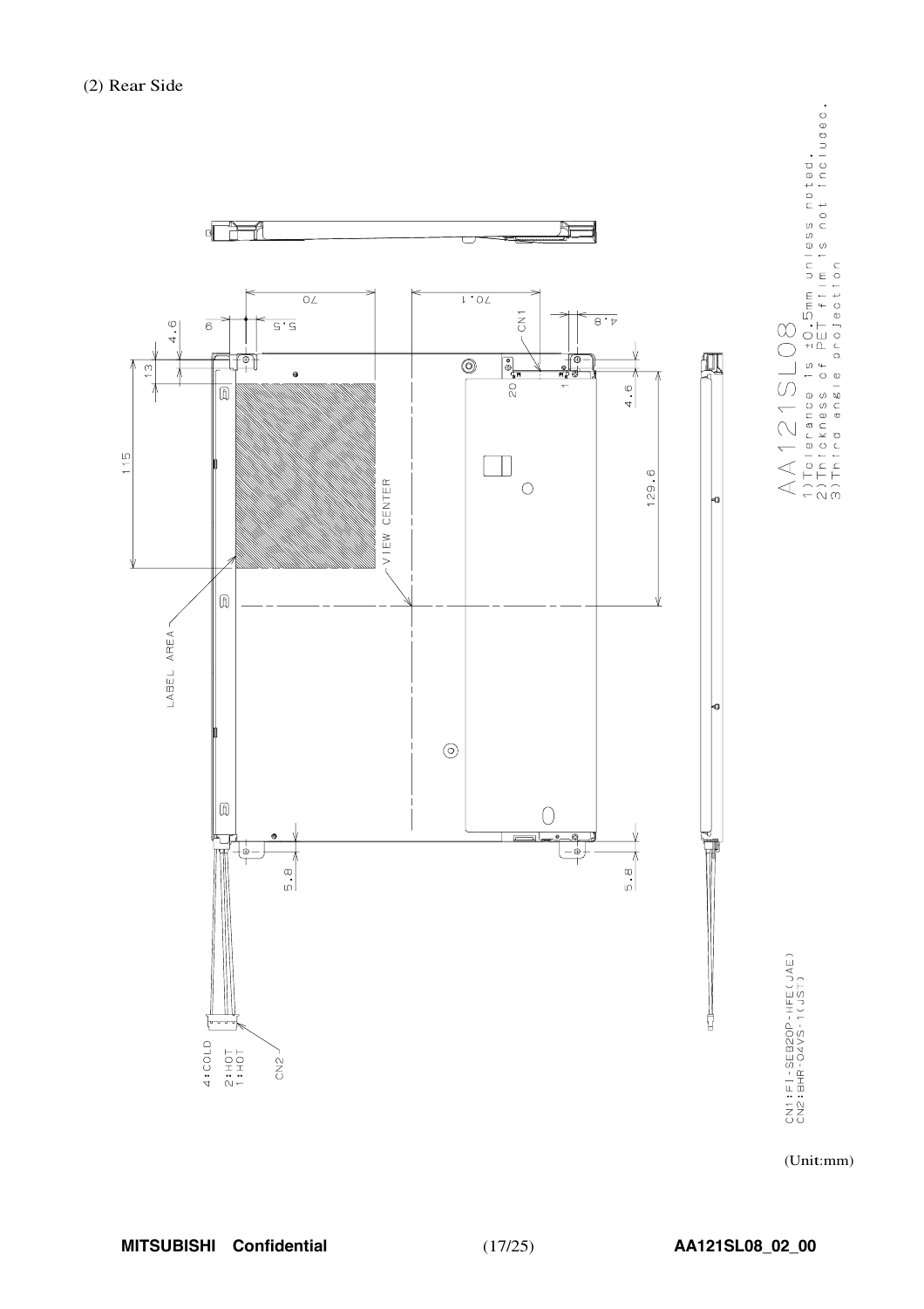(2) Rear Side

AA121SL08

1) Tolerance is ±0.5mm unless noted.
2) Thickness of PET film is not included.
3) Third angle projection

LABEL AREA

VIEW CENTER

CN1

CN2

4:COLD
2:HOT
1:HOT

CN1:FI-SEB20P-HFE(JAE)
CN2:BHR-04VS-1(JST)

115

13

4.6

6

5.5

70

70.1

4.8

4.6

129.6

5.8

5.8

20

1

(Unit:mm)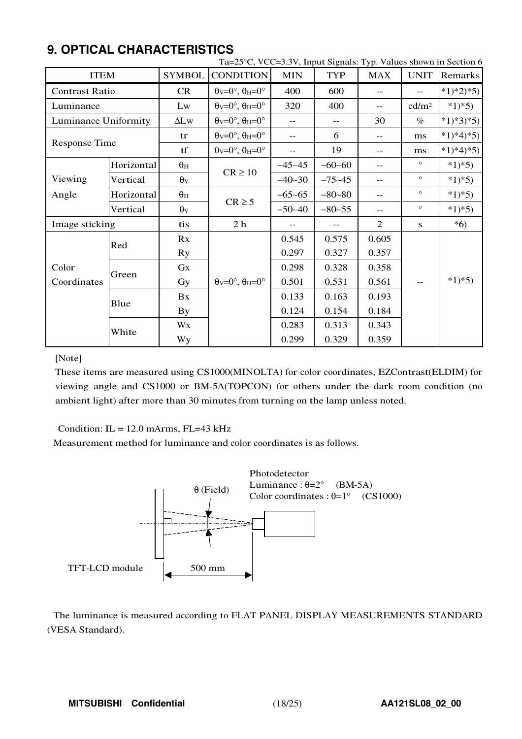# 9. OPTICAL CHARACTERISTICS

Ta=25°C, VCC=3.3V, Input Signals: Typ. Values shown in Section 6

| ITEM | | SYMBOL | CONDITION | MIN | TYP | MAX | UNIT | Remarks |
|---|---|---|---|---|---|---|---|---|
| Contrast Ratio | | CR | $\theta_V$=0°, $\theta_H$=0° | 400 | 600 | -- | -- | *1)*2)*5) |
| Luminance | | Lw | $\theta_V$=0°, $\theta_H$=0° | 320 | 400 | -- | cd/m² | *1)*5) |
| Luminance Uniformity | | ΔLw | $\theta_V$=0°, $\theta_H$=0° | -- | -- | 30 | % | *1)*3)*5) |
| Response Time | | tr | $\theta_V$=0°, $\theta_H$=0° | -- | 6 | -- | ms | *1)*4)*5) |
| | | tf | $\theta_V$=0°, $\theta_H$=0° | -- | 19 | -- | ms | *1)*4)*5) |
| Viewing Angle | Horizontal | $\theta_H$ | CR ≥ 10 | −45~45 | −60~60 | -- | ° | *1)*5) |
| | Vertical | $\theta_V$ | | −40~30 | −75~45 | -- | ° | *1)*5) |
| | Horizontal | $\theta_H$ | CR ≥ 5 | −65~65 | −80~80 | -- | ° | *1)*5) |
| | Vertical | $\theta_V$ | | −50~40 | −80~55 | -- | ° | *1)*5) |
| Image sticking | | tis | 2 h | -- | -- | 2 | s | *6) |
| Color Coordinates | Red | Rx | $\theta_V$=0°, $\theta_H$=0° | 0.545 | 0.575 | 0.605 | -- | *1)*5) |
| | | Ry | | 0.297 | 0.327 | 0.357 | | |
| | Green | Gx | | 0.298 | 0.328 | 0.358 | | |
| | | Gy | | 0.501 | 0.531 | 0.561 | | |
| | Blue | Bx | | 0.133 | 0.163 | 0.193 | | |
| | | By | | 0.124 | 0.154 | 0.184 | | |
| | White | Wx | | 0.283 | 0.313 | 0.343 | | |
| | | Wy | | 0.299 | 0.329 | 0.359 | | |

[Note]

These items are measured using CS1000(MINOLTA) for color coordinates, EZContrast(ELDIM) for viewing angle and CS1000 or BM-5A(TOPCON) for others under the dark room condition (no ambient light) after more than 30 minutes from turning on the lamp unless noted.

Condition: IL = 12.0 mArms, FL=43 kHz

Measurement method for luminance and color coordinates is as follows.

Photodetector
Luminance : θ=2° (BM-5A)
Color coordinates : θ=1° (CS1000)

θ (Field)

TFT-LCD module

500 mm

The luminance is measured according to FLAT PANEL DISPLAY MEASUREMENTS STANDARD (VESA Standard).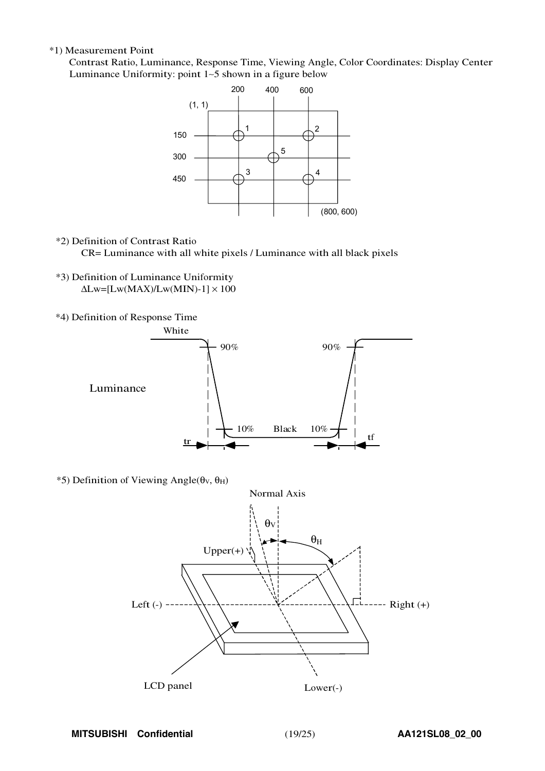*1) Measurement Point

Contrast Ratio, Luminance, Response Time, Viewing Angle, Color Coordinates: Display Center

Luminance Uniformity: point 1~5 shown in a figure below

*2) Definition of Contrast Ratio

CR= Luminance with all white pixels / Luminance with all black pixels

*3) Definition of Luminance Uniformity

$\Delta Lw=[Lw(MAX)/Lw(MIN)-1] \times 100$

*4) Definition of Response Time

*5) Definition of Viewing Angle($\theta_V$, $\theta_H$)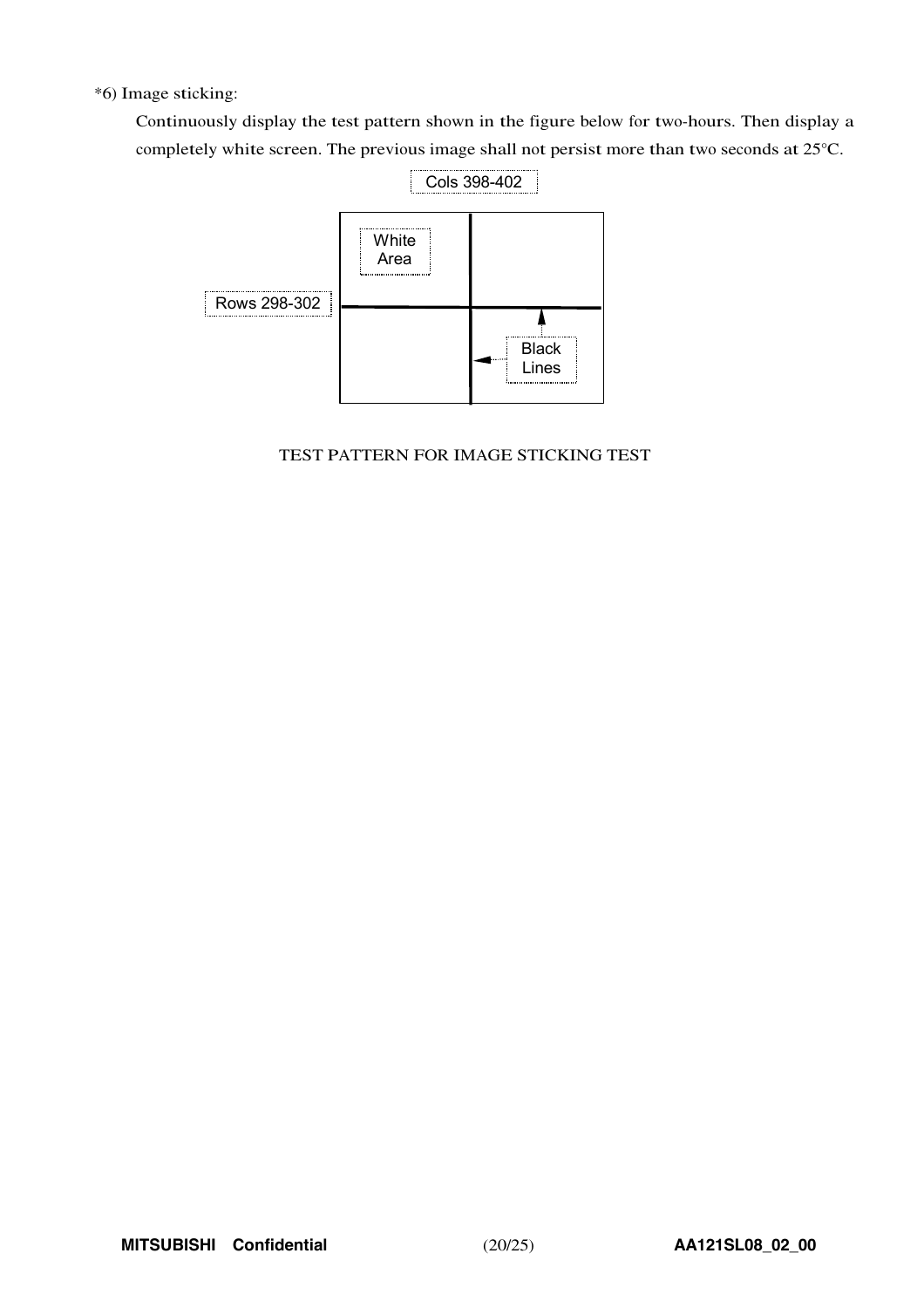*6) Image sticking:

Continuously display the test pattern shown in the figure below for two-hours. Then display a completely white screen. The previous image shall not persist more than two seconds at 25°C.

Cols 398-402

White Area

Rows 298-302

Black Lines

TEST PATTERN FOR IMAGE STICKING TEST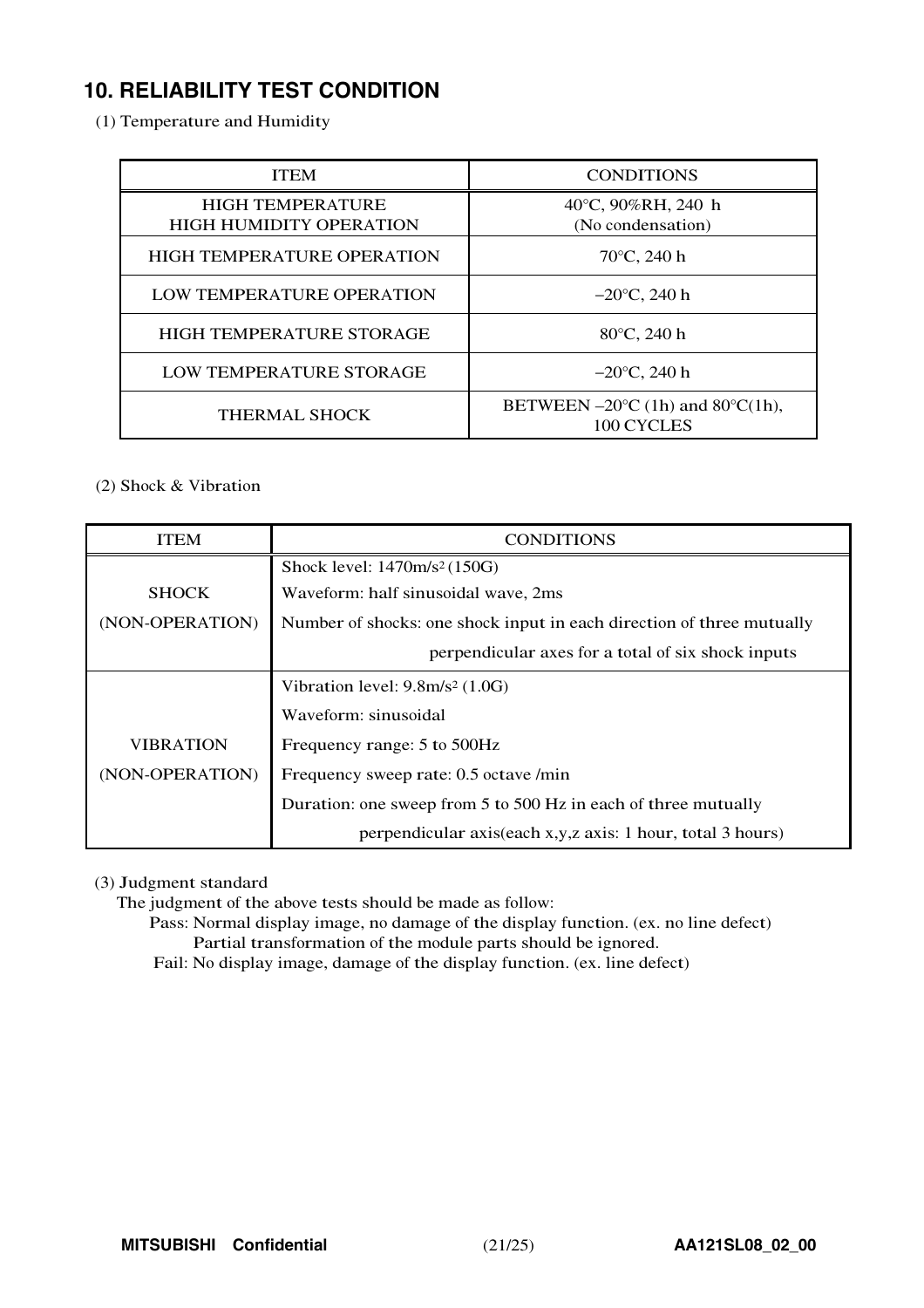## 10. RELIABILITY TEST CONDITION

(1) Temperature and Humidity

| ITEM | CONDITIONS |
|---|---|
| HIGH TEMPERATURE HIGH HUMIDITY OPERATION | 40°C, 90%RH, 240 h (No condensation) |
| HIGH TEMPERATURE OPERATION | 70°C, 240 h |
| LOW TEMPERATURE OPERATION | −20°C, 240 h |
| HIGH TEMPERATURE STORAGE | 80°C, 240 h |
| LOW TEMPERATURE STORAGE | −20°C, 240 h |
| THERMAL SHOCK | BETWEEN −20°C (1h) and 80°C(1h), 100 CYCLES |

(2) Shock & Vibration

| ITEM | CONDITIONS |
|---|---|
| SHOCK (NON-OPERATION) | Shock level: 1470m/s$^2$ (150G)<br>Waveform: half sinusoidal wave, 2ms<br>Number of shocks: one shock input in each direction of three mutually perpendicular axes for a total of six shock inputs |
| VIBRATION (NON-OPERATION) | Vibration level: 9.8m/s$^2$ (1.0G)<br>Waveform: sinusoidal<br>Frequency range: 5 to 500Hz<br>Frequency sweep rate: 0.5 octave /min<br>Duration: one sweep from 5 to 500 Hz in each of three mutually perpendicular axis(each x,y,z axis: 1 hour, total 3 hours) |

(3) Judgment standard

The judgment of the above tests should be made as follow:

Pass: Normal display image, no damage of the display function. (ex. no line defect)
Partial transformation of the module parts should be ignored.

Fail: No display image, damage of the display function. (ex. line defect)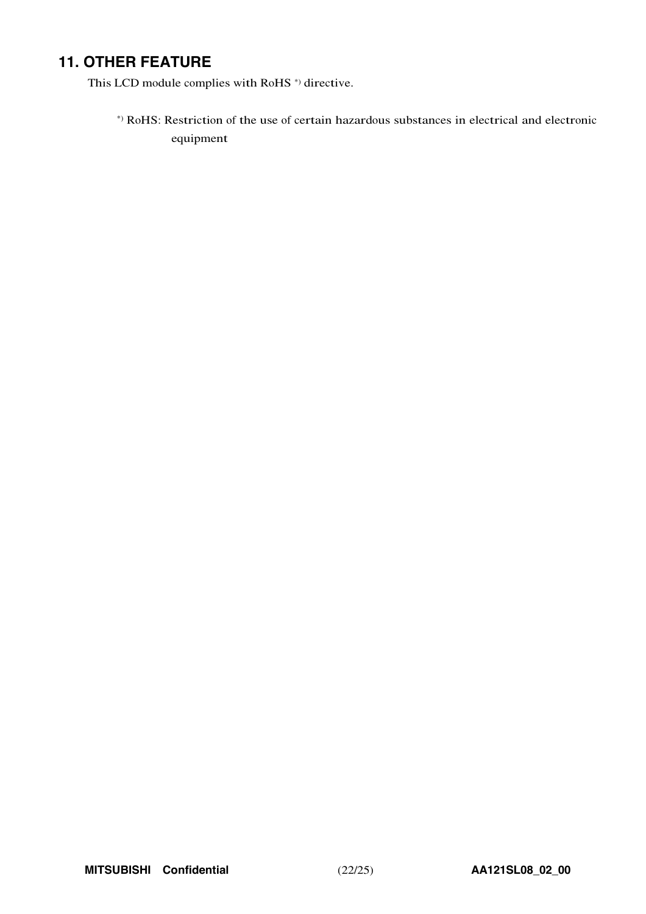## 11. OTHER FEATURE

This LCD module complies with RoHS *) directive.

*) RoHS: Restriction of the use of certain hazardous substances in electrical and electronic equipment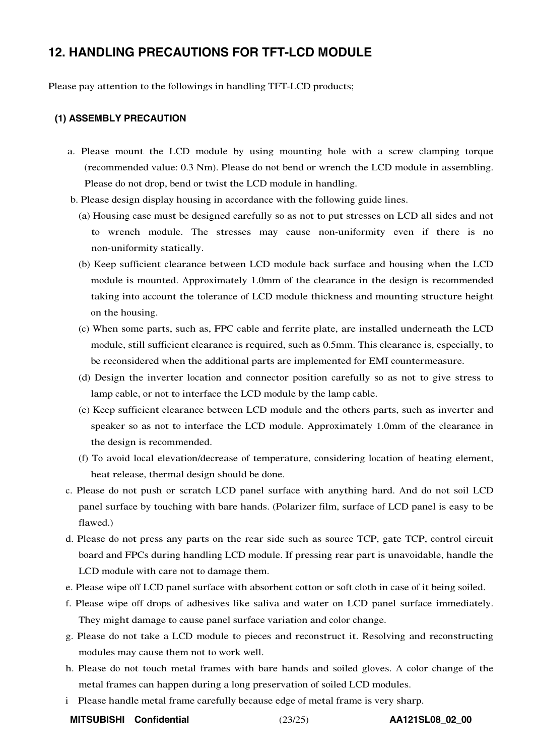## 12. HANDLING PRECAUTIONS FOR TFT-LCD MODULE

Please pay attention to the followings in handling TFT-LCD products;

### (1) ASSEMBLY PRECAUTION

a. Please mount the LCD module by using mounting hole with a screw clamping torque (recommended value: 0.3 Nm). Please do not bend or wrench the LCD module in assembling. Please do not drop, bend or twist the LCD module in handling.

b. Please design display housing in accordance with the following guide lines.

(a) Housing case must be designed carefully so as not to put stresses on LCD all sides and not to wrench module. The stresses may cause non-uniformity even if there is no non-uniformity statically.

(b) Keep sufficient clearance between LCD module back surface and housing when the LCD module is mounted. Approximately 1.0mm of the clearance in the design is recommended taking into account the tolerance of LCD module thickness and mounting structure height on the housing.

(c) When some parts, such as, FPC cable and ferrite plate, are installed underneath the LCD module, still sufficient clearance is required, such as 0.5mm. This clearance is, especially, to be reconsidered when the additional parts are implemented for EMI countermeasure.

(d) Design the inverter location and connector position carefully so as not to give stress to lamp cable, or not to interface the LCD module by the lamp cable.

(e) Keep sufficient clearance between LCD module and the others parts, such as inverter and speaker so as not to interface the LCD module. Approximately 1.0mm of the clearance in the design is recommended.

(f) To avoid local elevation/decrease of temperature, considering location of heating element, heat release, thermal design should be done.

c. Please do not push or scratch LCD panel surface with anything hard. And do not soil LCD panel surface by touching with bare hands. (Polarizer film, surface of LCD panel is easy to be flawed.)

d. Please do not press any parts on the rear side such as source TCP, gate TCP, control circuit board and FPCs during handling LCD module. If pressing rear part is unavoidable, handle the LCD module with care not to damage them.

e. Please wipe off LCD panel surface with absorbent cotton or soft cloth in case of it being soiled.

f. Please wipe off drops of adhesives like saliva and water on LCD panel surface immediately. They might damage to cause panel surface variation and color change.

g. Please do not take a LCD module to pieces and reconstruct it. Resolving and reconstructing modules may cause them not to work well.

h. Please do not touch metal frames with bare hands and soiled gloves. A color change of the metal frames can happen during a long preservation of soiled LCD modules.

i Please handle metal frame carefully because edge of metal frame is very sharp.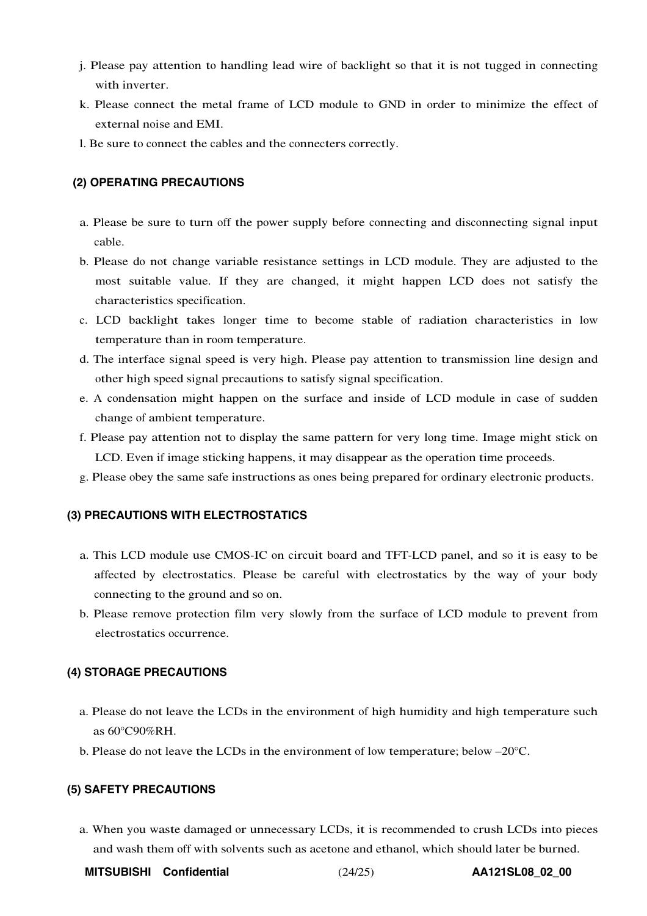j. Please pay attention to handling lead wire of backlight so that it is not tugged in connecting with inverter.

k. Please connect the metal frame of LCD module to GND in order to minimize the effect of external noise and EMI.

l. Be sure to connect the cables and the connecters correctly.

#### (2) OPERATING PRECAUTIONS

a. Please be sure to turn off the power supply before connecting and disconnecting signal input cable.

b. Please do not change variable resistance settings in LCD module. They are adjusted to the most suitable value. If they are changed, it might happen LCD does not satisfy the characteristics specification.

c. LCD backlight takes longer time to become stable of radiation characteristics in low temperature than in room temperature.

d. The interface signal speed is very high. Please pay attention to transmission line design and other high speed signal precautions to satisfy signal specification.

e. A condensation might happen on the surface and inside of LCD module in case of sudden change of ambient temperature.

f. Please pay attention not to display the same pattern for very long time. Image might stick on LCD. Even if image sticking happens, it may disappear as the operation time proceeds.

g. Please obey the same safe instructions as ones being prepared for ordinary electronic products.

#### (3) PRECAUTIONS WITH ELECTROSTATICS

a. This LCD module use CMOS-IC on circuit board and TFT-LCD panel, and so it is easy to be affected by electrostatics. Please be careful with electrostatics by the way of your body connecting to the ground and so on.

b. Please remove protection film very slowly from the surface of LCD module to prevent from electrostatics occurrence.

#### (4) STORAGE PRECAUTIONS

a. Please do not leave the LCDs in the environment of high humidity and high temperature such as 60°C90%RH.

b. Please do not leave the LCDs in the environment of low temperature; below –20°C.

#### (5) SAFETY PRECAUTIONS

a. When you waste damaged or unnecessary LCDs, it is recommended to crush LCDs into pieces and wash them off with solvents such as acetone and ethanol, which should later be burned.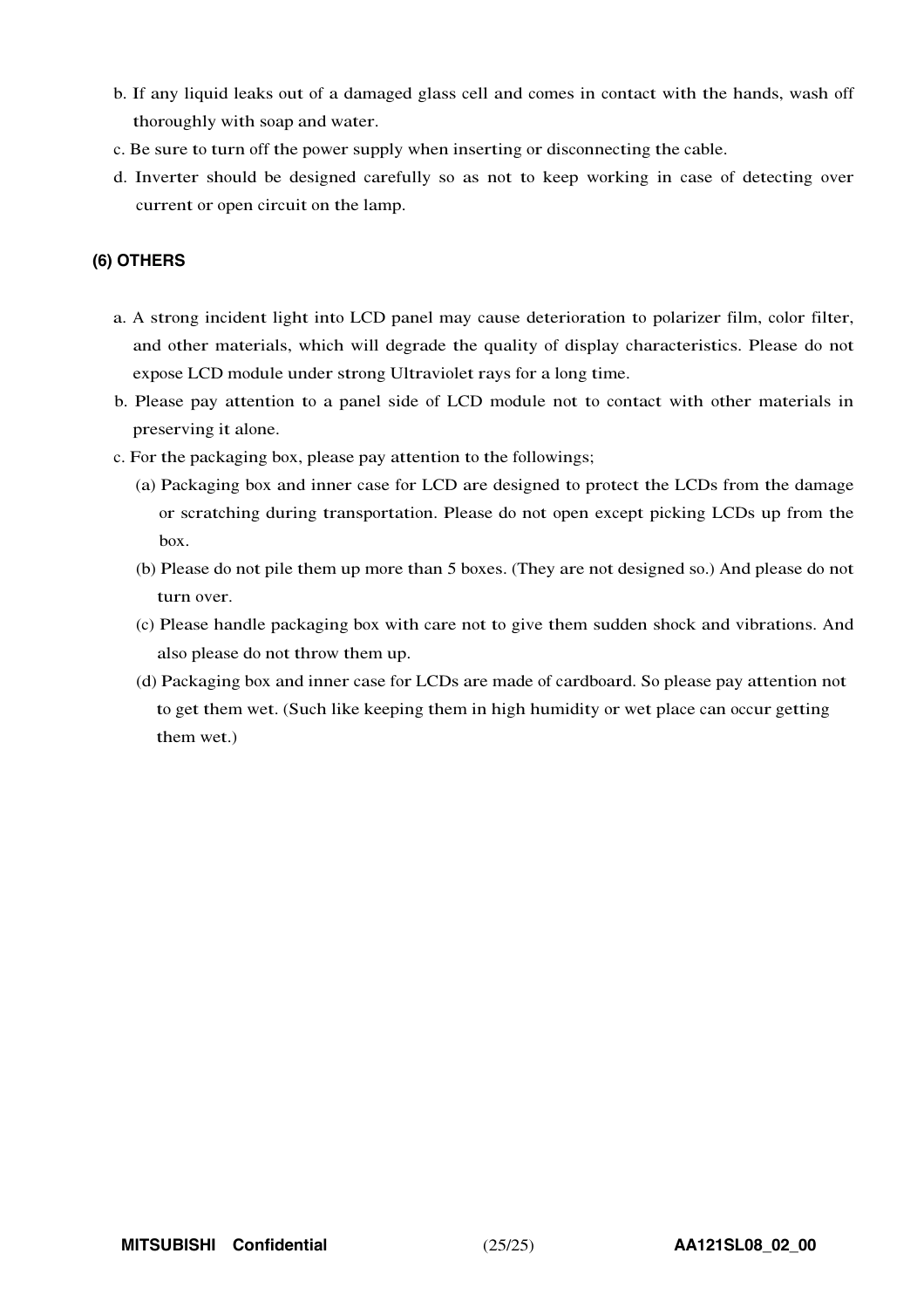b. If any liquid leaks out of a damaged glass cell and comes in contact with the hands, wash off thoroughly with soap and water.

c. Be sure to turn off the power supply when inserting or disconnecting the cable.

d. Inverter should be designed carefully so as not to keep working in case of detecting over current or open circuit on the lamp.

**(6) OTHERS**

a. A strong incident light into LCD panel may cause deterioration to polarizer film, color filter, and other materials, which will degrade the quality of display characteristics. Please do not expose LCD module under strong Ultraviolet rays for a long time.

b. Please pay attention to a panel side of LCD module not to contact with other materials in preserving it alone.

c. For the packaging box, please pay attention to the followings;

(a) Packaging box and inner case for LCD are designed to protect the LCDs from the damage or scratching during transportation. Please do not open except picking LCDs up from the box.

(b) Please do not pile them up more than 5 boxes. (They are not designed so.) And please do not turn over.

(c) Please handle packaging box with care not to give them sudden shock and vibrations. And also please do not throw them up.

(d) Packaging box and inner case for LCDs are made of cardboard. So please pay attention not to get them wet. (Such like keeping them in high humidity or wet place can occur getting them wet.)